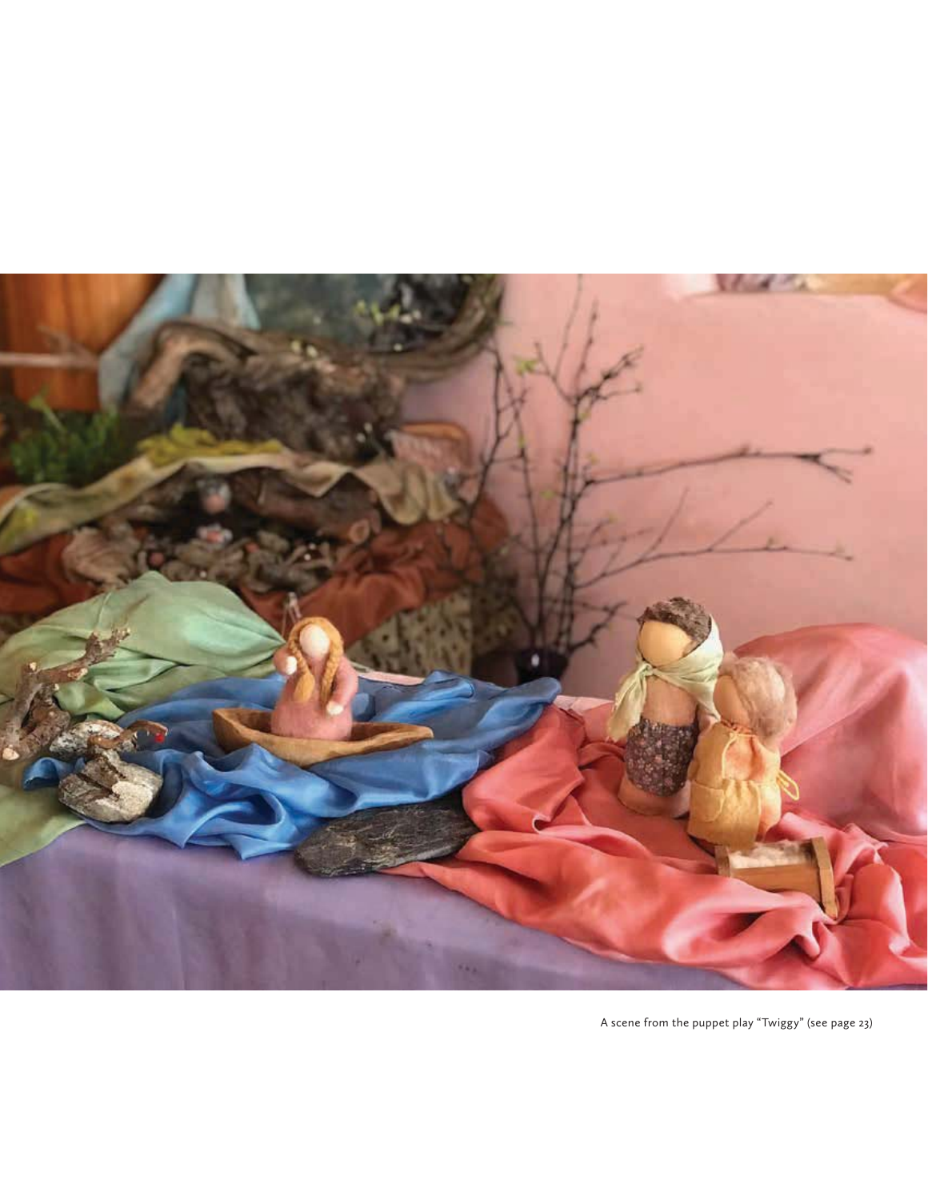A scene from the puppet play "Twiggy" (see page 23)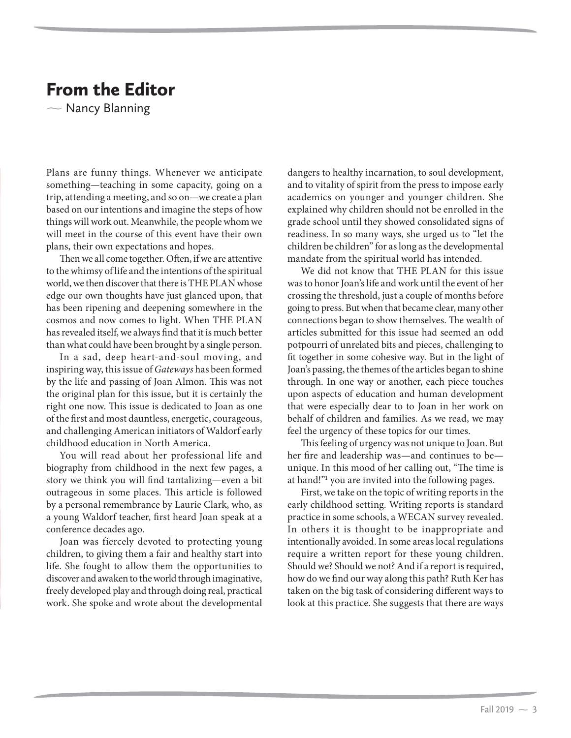# From the Editor

— Nancy Blanning

Plans are funny things. Whenever we anticipate something—teaching in some capacity, going on a trip, attending a meeting, and so on—we create a plan based on our intentions and imagine the steps of how things will work out. Meanwhile, the people whom we will meet in the course of this event have their own plans, their own expectations and hopes.

Then we all come together. Often, if we are attentive to the whimsy of life and the intentions of the spiritual world, we then discover that there is THE PLAN whose edge our own thoughts have just glanced upon, that has been ripening and deepening somewhere in the cosmos and now comes to light. When THE PLAN has revealed itself, we always find that it is much better than what could have been brought by a single person.

In a sad, deep heart-and-soul moving, and inspiring way, this issue of *Gateways* has been formed by the life and passing of Joan Almon. This was not the original plan for this issue, but it is certainly the right one now. This issue is dedicated to Joan as one of the first and most dauntless, energetic, courageous, and challenging American initiators of Waldorf early childhood education in North America.

You will read about her professional life and biography from childhood in the next few pages, a story we think you will find tantalizing—even a bit outrageous in some places. This article is followed by a personal remembrance by Laurie Clark, who, as a young Waldorf teacher, first heard Joan speak at a conference decades ago.

Joan was fiercely devoted to protecting young children, to giving them a fair and healthy start into life. She fought to allow them the opportunities to discover and awaken to the world through imaginative, freely developed play and through doing real, practical work. She spoke and wrote about the developmental dangers to healthy incarnation, to soul development, and to vitality of spirit from the press to impose early academics on younger and younger children. She explained why children should not be enrolled in the grade school until they showed consolidated signs of readiness. In so many ways, she urged us to "let the children be children" for as long as the developmental mandate from the spiritual world has intended.

We did not know that THE PLAN for this issue was to honor Joan's life and work until the event of her crossing the threshold, just a couple of months before going to press. But when that became clear, many other connections began to show themselves. The wealth of articles submitted for this issue had seemed an odd potpourri of unrelated bits and pieces, challenging to fit together in some cohesive way. But in the light of Joan's passing, the themes of the articles began to shine through. In one way or another, each piece touches upon aspects of education and human development that were especially dear to to Joan in her work on behalf of children and families. As we read, we may feel the urgency of these topics for our times.

This feeling of urgency was not unique to Joan. But her fire and leadership was—and continues to be—unique. In this mood of her calling out, "The time is at hand!"[1] you are invited into the following pages.

First, we take on the topic of writing reports in the early childhood setting. Writing reports is standard practice in some schools, a WECAN survey revealed. In others it is thought to be inappropriate and intentionally avoided. In some areas local regulations require a written report for these young children. Should we? Should we not? And if a report is required, how do we find our way along this path? Ruth Ker has taken on the big task of considering different ways to look at this practice. She suggests that there are ways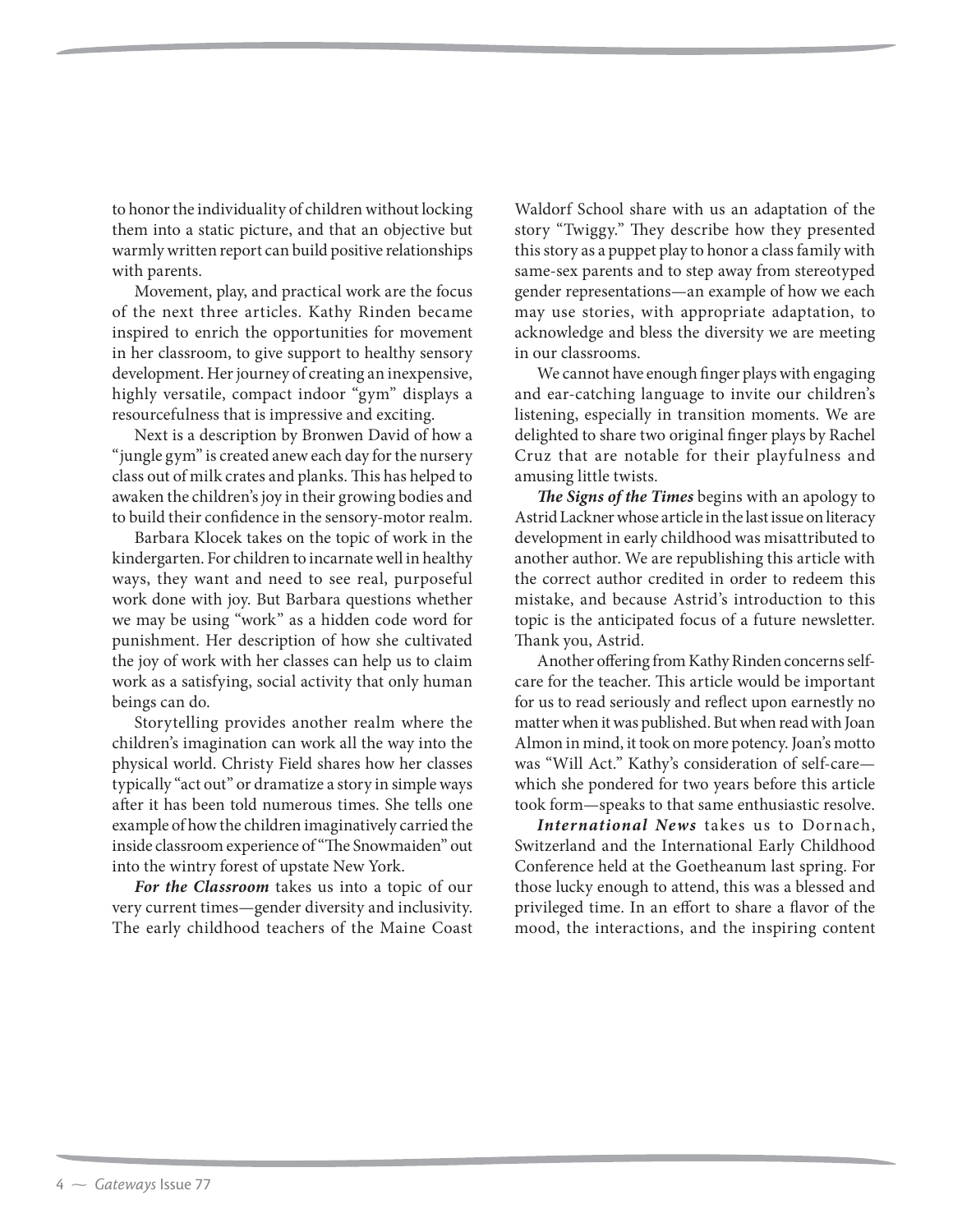to honor the individuality of children without locking them into a static picture, and that an objective but warmly written report can build positive relationships with parents.

Movement, play, and practical work are the focus of the next three articles. Kathy Rinden became inspired to enrich the opportunities for movement in her classroom, to give support to healthy sensory development. Her journey of creating an inexpensive, highly versatile, compact indoor "gym" displays a resourcefulness that is impressive and exciting.

Next is a description by Bronwen David of how a "jungle gym" is created anew each day for the nursery class out of milk crates and planks. This has helped to awaken the children's joy in their growing bodies and to build their confidence in the sensory-motor realm.

Barbara Klocek takes on the topic of work in the kindergarten. For children to incarnate well in healthy ways, they want and need to see real, purposeful work done with joy. But Barbara questions whether we may be using "work" as a hidden code word for punishment. Her description of how she cultivated the joy of work with her classes can help us to claim work as a satisfying, social activity that only human beings can do.

Storytelling provides another realm where the children's imagination can work all the way into the physical world. Christy Field shares how her classes typically "act out" or dramatize a story in simple ways after it has been told numerous times. She tells one example of how the children imaginatively carried the inside classroom experience of "The Snowmaiden" out into the wintry forest of upstate New York.

***For the Classroom*** takes us into a topic of our very current times—gender diversity and inclusivity. The early childhood teachers of the Maine Coast Waldorf School share with us an adaptation of the story "Twiggy." They describe how they presented this story as a puppet play to honor a class family with same-sex parents and to step away from stereotyped gender representations—an example of how we each may use stories, with appropriate adaptation, to acknowledge and bless the diversity we are meeting in our classrooms.

We cannot have enough finger plays with engaging and ear-catching language to invite our children's listening, especially in transition moments. We are delighted to share two original finger plays by Rachel Cruz that are notable for their playfulness and amusing little twists.

***The Signs of the Times*** begins with an apology to Astrid Lackner whose article in the last issue on literacy development in early childhood was misattributed to another author. We are republishing this article with the correct author credited in order to redeem this mistake, and because Astrid's introduction to this topic is the anticipated focus of a future newsletter. Thank you, Astrid.

Another offering from Kathy Rinden concerns self-care for the teacher. This article would be important for us to read seriously and reflect upon earnestly no matter when it was published. But when read with Joan Almon in mind, it took on more potency. Joan's motto was "Will Act." Kathy's consideration of self-care—which she pondered for two years before this article took form—speaks to that same enthusiastic resolve.

***International News*** takes us to Dornach, Switzerland and the International Early Childhood Conference held at the Goetheanum last spring. For those lucky enough to attend, this was a blessed and privileged time. In an effort to share a flavor of the mood, the interactions, and the inspiring content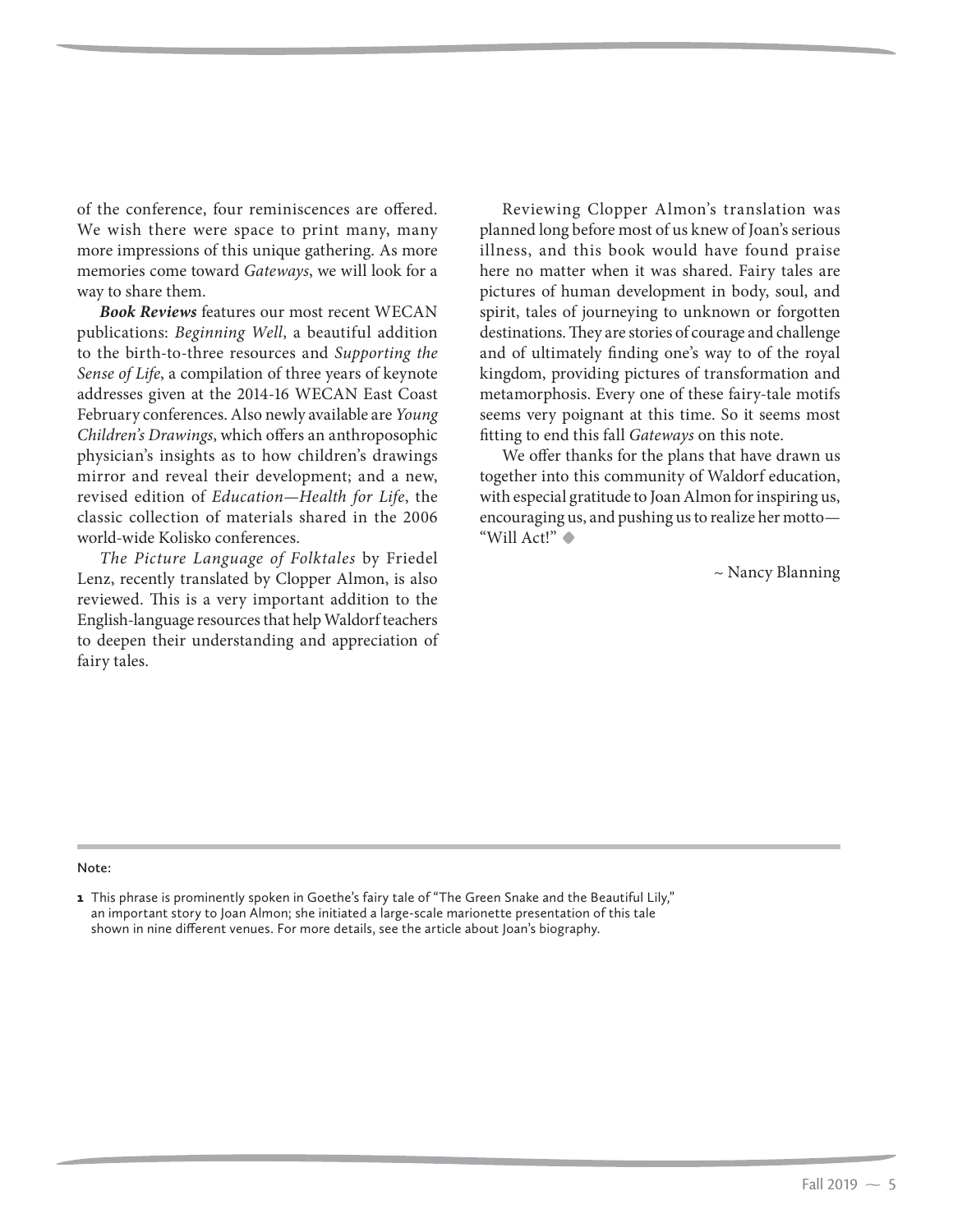of the conference, four reminiscences are offered. We wish there were space to print many, many more impressions of this unique gathering. As more memories come toward *Gateways*, we will look for a way to share them.

***Book Reviews*** features our most recent WECAN publications: *Beginning Well*, a beautiful addition to the birth-to-three resources and *Supporting the Sense of Life*, a compilation of three years of keynote addresses given at the 2014-16 WECAN East Coast February conferences. Also newly available are *Young Children's Drawings*, which offers an anthroposophic physician's insights as to how children's drawings mirror and reveal their development; and a new, revised edition of *Education—Health for Life*, the classic collection of materials shared in the 2006 world-wide Kolisko conferences.

*The Picture Language of Folktales* by Friedel Lenz, recently translated by Clopper Almon, is also reviewed. This is a very important addition to the English-language resources that help Waldorf teachers to deepen their understanding and appreciation of fairy tales.

Reviewing Clopper Almon's translation was planned long before most of us knew of Joan's serious illness, and this book would have found praise here no matter when it was shared. Fairy tales are pictures of human development in body, soul, and spirit, tales of journeying to unknown or forgotten destinations. They are stories of courage and challenge and of ultimately finding one's way to of the royal kingdom, providing pictures of transformation and metamorphosis. Every one of these fairy-tale motifs seems very poignant at this time. So it seems most fitting to end this fall *Gateways* on this note.

We offer thanks for the plans that have drawn us together into this community of Waldorf education, with especial gratitude to Joan Almon for inspiring us, encouraging us, and pushing us to realize her motto—"Will Act!" ◆

~ Nancy Blanning

---

Note:

**1** This phrase is prominently spoken in Goethe's fairy tale of "The Green Snake and the Beautiful Lily," an important story to Joan Almon; she initiated a large-scale marionette presentation of this tale shown in nine different venues. For more details, see the article about Joan's biography.